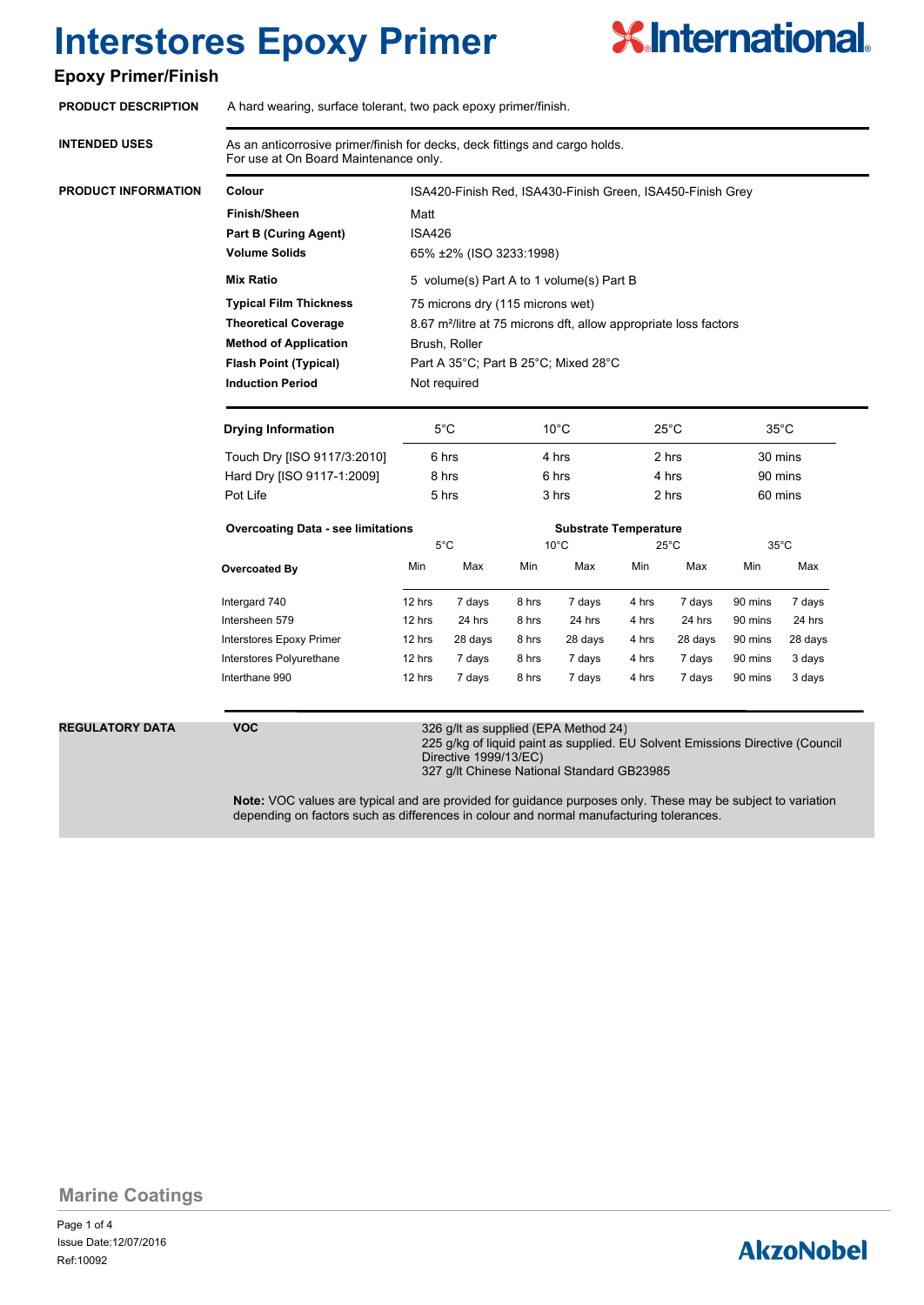# Interstores Epoxy Primer

## Epoxy Primer/Finish

**PRODUCT DESCRIPTION**

A hard wearing, surface tolerant, two pack epoxy primer/finish.

**INTENDED USES**

As an anticorrosive primer/finish for decks, deck fittings and cargo holds.
For use at On Board Maintenance only.

**PRODUCT INFORMATION**

| | |
|---|---|
| **Colour** | ISA420-Finish Red, ISA430-Finish Green, ISA450-Finish Grey |
| **Finish/Sheen** | Matt |
| **Part B (Curing Agent)** | ISA426 |
| **Volume Solids** | 65% ±2% (ISO 3233:1998) |
| **Mix Ratio** | 5 volume(s) Part A to 1 volume(s) Part B |
| **Typical Film Thickness** | 75 microns dry (115 microns wet) |
| **Theoretical Coverage** | 8.67 m²/litre at 75 microns dft, allow appropriate loss factors |
| **Method of Application** | Brush, Roller |
| **Flash Point (Typical)** | Part A 35°C; Part B 25°C; Mixed 28°C |
| **Induction Period** | Not required |

| **Drying Information** | 5°C | 10°C | 25°C | 35°C |
|---|---|---|---|---|
| Touch Dry [ISO 9117/3:2010] | 6 hrs | 4 hrs | 2 hrs | 30 mins |
| Hard Dry [ISO 9117-1:2009] | 8 hrs | 6 hrs | 4 hrs | 90 mins |
| Pot Life | 5 hrs | 3 hrs | 2 hrs | 60 mins |

| **Overcoating Data - see limitations** | **Substrate Temperature** | | | | | | | |
|---|---|---|---|---|---|---|---|---|
| | 5°C | | 10°C | | 25°C | | 35°C | |
| **Overcoated By** | Min | Max | Min | Max | Min | Max | Min | Max |
| Intergard 740 | 12 hrs | 7 days | 8 hrs | 7 days | 4 hrs | 7 days | 90 mins | 7 days |
| Intersheen 579 | 12 hrs | 24 hrs | 8 hrs | 24 hrs | 4 hrs | 24 hrs | 90 mins | 24 hrs |
| Interstores Epoxy Primer | 12 hrs | 28 days | 8 hrs | 28 days | 4 hrs | 28 days | 90 mins | 28 days |
| Interstores Polyurethane | 12 hrs | 7 days | 8 hrs | 7 days | 4 hrs | 7 days | 90 mins | 3 days |
| Interthane 990 | 12 hrs | 7 days | 8 hrs | 7 days | 4 hrs | 7 days | 90 mins | 3 days |

**REGULATORY DATA**

**VOC**

326 g/lt as supplied (EPA Method 24)
225 g/kg of liquid paint as supplied. EU Solvent Emissions Directive (Council Directive 1999/13/EC)
327 g/lt Chinese National Standard GB23985

**Note:** VOC values are typical and are provided for guidance purposes only. These may be subject to variation depending on factors such as differences in colour and normal manufacturing tolerances.

Marine Coatings

Issue Date:12/07/2016
Ref:10092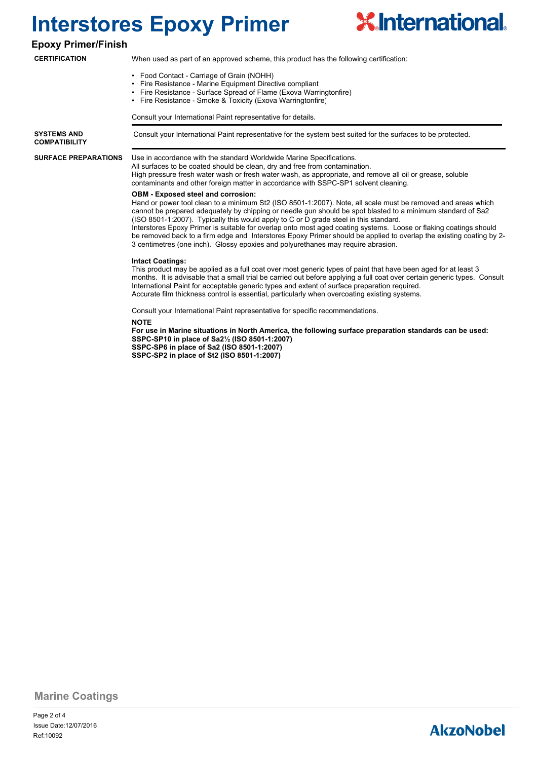## Epoxy Primer/Finish

**CERTIFICATION**

When used as part of an approved scheme, this product has the following certification:

- Food Contact - Carriage of Grain (NOHH)
- Fire Resistance - Marine Equipment Directive compliant
- Fire Resistance - Surface Spread of Flame (Exova Warringtonfire)
- Fire Resistance - Smoke & Toxicity (Exova Warringtonfire)

Consult your International Paint representative for details.

**SYSTEMS AND COMPATIBILITY**

Consult your International Paint representative for the system best suited for the surfaces to be protected.

**SURFACE PREPARATIONS**

Use in accordance with the standard Worldwide Marine Specifications.
All surfaces to be coated should be clean, dry and free from contamination.
High pressure fresh water wash or fresh water wash, as appropriate, and remove all oil or grease, soluble contaminants and other foreign matter in accordance with SSPC-SP1 solvent cleaning.

**OBM - Exposed steel and corrosion:**
Hand or power tool clean to a minimum St2 (ISO 8501-1:2007). Note, all scale must be removed and areas which cannot be prepared adequately by chipping or needle gun should be spot blasted to a minimum standard of Sa2 (ISO 8501-1:2007). Typically this would apply to C or D grade steel in this standard.
Interstores Epoxy Primer is suitable for overlap onto most aged coating systems. Loose or flaking coatings should be removed back to a firm edge and Interstores Epoxy Primer should be applied to overlap the existing coating by 2-3 centimetres (one inch). Glossy epoxies and polyurethanes may require abrasion.

**Intact Coatings:**
This product may be applied as a full coat over most generic types of paint that have been aged for at least 3 months. It is advisable that a small trial be carried out before applying a full coat over certain generic types. Consult International Paint for acceptable generic types and extent of surface preparation required.
Accurate film thickness control is essential, particularly when overcoating existing systems.

Consult your International Paint representative for specific recommendations.

**NOTE**
**For use in Marine situations in North America, the following surface preparation standards can be used:**
**SSPC-SP10 in place of Sa2½ (ISO 8501-1:2007)**
**SSPC-SP6 in place of Sa2 (ISO 8501-1:2007)**
**SSPC-SP2 in place of St2 (ISO 8501-1:2007)**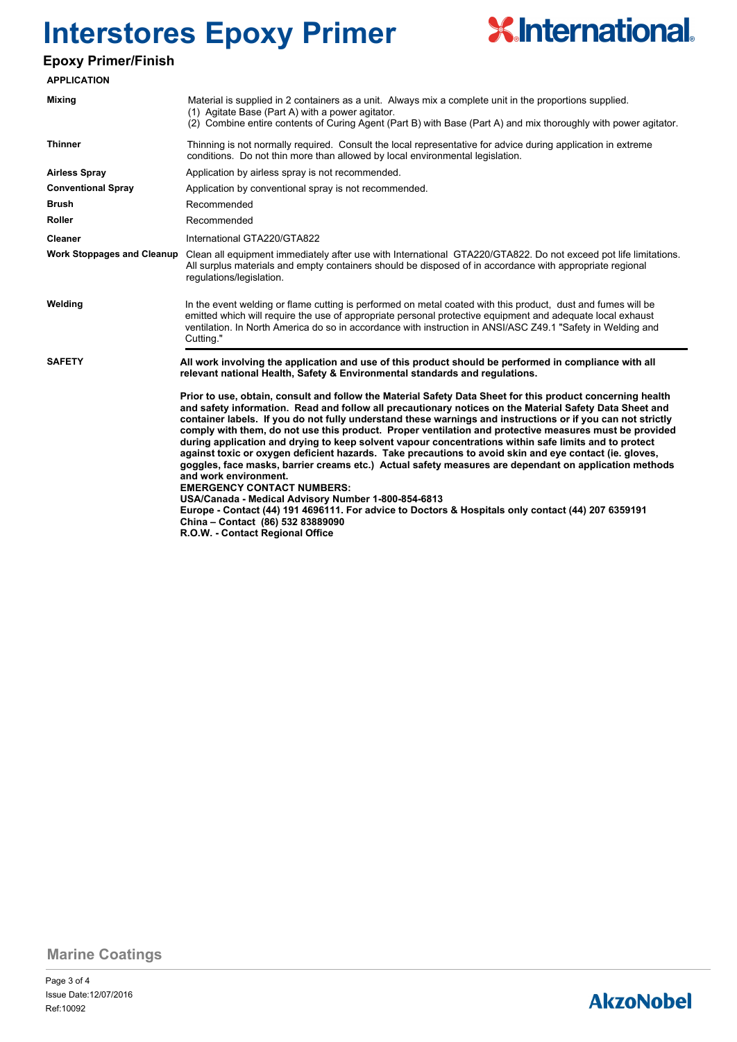# Interstores Epoxy Primer

## Epoxy Primer/Finish

**APPLICATION**

| | |
|---|---|
| **Mixing** | Material is supplied in 2 containers as a unit. Always mix a complete unit in the proportions supplied. (1) Agitate Base (Part A) with a power agitator. (2) Combine entire contents of Curing Agent (Part B) with Base (Part A) and mix thoroughly with power agitator. |
| **Thinner** | Thinning is not normally required. Consult the local representative for advice during application in extreme conditions. Do not thin more than allowed by local environmental legislation. |
| **Airless Spray** | Application by airless spray is not recommended. |
| **Conventional Spray** | Application by conventional spray is not recommended. |
| **Brush** | Recommended |
| **Roller** | Recommended |
| **Cleaner** | International GTA220/GTA822 |
| **Work Stoppages and Cleanup** | Clean all equipment immediately after use with International GTA220/GTA822. Do not exceed pot life limitations. All surplus materials and empty containers should be disposed of in accordance with appropriate regional regulations/legislation. |
| **Welding** | In the event welding or flame cutting is performed on metal coated with this product, dust and fumes will be emitted which will require the use of appropriate personal protective equipment and adequate local exhaust ventilation. In North America do so in accordance with instruction in ANSI/ASC Z49.1 "Safety in Welding and Cutting." |

**SAFETY**

**All work involving the application and use of this product should be performed in compliance with all relevant national Health, Safety & Environmental standards and regulations.**

**Prior to use, obtain, consult and follow the Material Safety Data Sheet for this product concerning health and safety information. Read and follow all precautionary notices on the Material Safety Data Sheet and container labels. If you do not fully understand these warnings and instructions or if you can not strictly comply with them, do not use this product. Proper ventilation and protective measures must be provided during application and drying to keep solvent vapour concentrations within safe limits and to protect against toxic or oxygen deficient hazards. Take precautions to avoid skin and eye contact (ie. gloves, goggles, face masks, barrier creams etc.) Actual safety measures are dependant on application methods and work environment.**

**EMERGENCY CONTACT NUMBERS:**
**USA/Canada - Medical Advisory Number 1-800-854-6813**
**Europe - Contact (44) 191 4696111. For advice to Doctors & Hospitals only contact (44) 207 6359191**
**China – Contact (86) 532 83889090**
**R.O.W. - Contact Regional Office**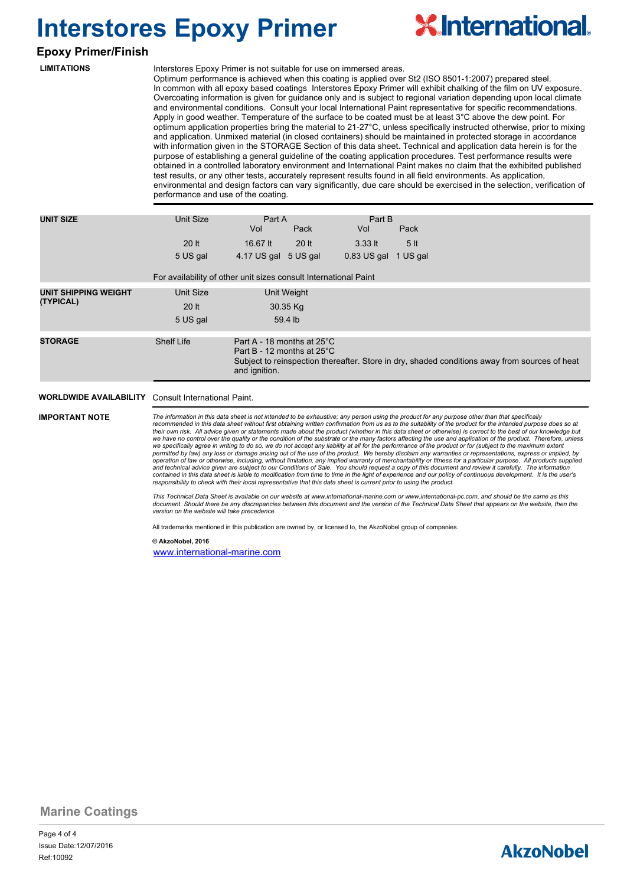# Interstores Epoxy Primer

## Epoxy Primer/Finish

**LIMITATIONS**

Interstores Epoxy Primer is not suitable for use on immersed areas.
Optimum performance is achieved when this coating is applied over St2 (ISO 8501-1:2007) prepared steel.
In common with all epoxy based coatings Interstores Epoxy Primer will exhibit chalking of the film on UV exposure.
Overcoating information is given for guidance only and is subject to regional variation depending upon local climate and environmental conditions. Consult your local International Paint representative for specific recommendations.
Apply in good weather. Temperature of the surface to be coated must be at least 3°C above the dew point. For optimum application properties bring the material to 21-27°C, unless specifically instructed otherwise, prior to mixing and application. Unmixed material (in closed containers) should be maintained in protected storage in accordance with information given in the STORAGE Section of this data sheet. Technical and application data herein is for the purpose of establishing a general guideline of the coating application procedures. Test performance results were obtained in a controlled laboratory environment and International Paint makes no claim that the exhibited published test results, or any other tests, accurately represent results found in all field environments. As application, environmental and design factors can vary significantly, due care should be exercised in the selection, verification of performance and use of the coating.

**UNIT SIZE**

| Unit Size | Part A | | Part B | |
|---|---|---|---|---|
| | Vol | Pack | Vol | Pack |
| 20 lt | 16.67 lt | 20 lt | 3.33 lt | 5 lt |
| 5 US gal | 4.17 US gal | 5 US gal | 0.83 US gal | 1 US gal |

For availability of other unit sizes consult International Paint

**UNIT SHIPPING WEIGHT (TYPICAL)**

| Unit Size | Unit Weight |
|---|---|
| 20 lt | 30.35 Kg |
| 5 US gal | 59.4 lb |

**STORAGE**

Shelf Life

Part A - 18 months at 25°C
Part B - 12 months at 25°C
Subject to reinspection thereafter. Store in dry, shaded conditions away from sources of heat and ignition.

**WORLDWIDE AVAILABILITY** Consult International Paint.

**IMPORTANT NOTE**

*The information in this data sheet is not intended to be exhaustive; any person using the product for any purpose other than that specifically recommended in this data sheet without first obtaining written confirmation from us as to the suitability of the product for the intended purpose does so at their own risk. All advice given or statements made about the product (whether in this data sheet or otherwise) is correct to the best of our knowledge but we have no control over the quality or the condition of the substrate or the many factors affecting the use and application of the product. Therefore, unless we specifically agree in writing to do so, we do not accept any liability at all for the performance of the product or for (subject to the maximum extent permitted by law) any loss or damage arising out of the use of the product. We hereby disclaim any warranties or representations, express or implied, by operation of law or otherwise, including, without limitation, any implied warranty of merchantability or fitness for a particular purpose. All products supplied and technical advice given are subject to our Conditions of Sale. You should request a copy of this document and review it carefully. The information contained in this data sheet is liable to modification from time to time in the light of experience and our policy of continuous development. It is the user's responsibility to check with their local representative that this data sheet is current prior to using the product.*

*This Technical Data Sheet is available on our website at www.international-marine.com or www.international-pc.com, and should be the same as this document. Should there be any discrepancies between this document and the version of the Technical Data Sheet that appears on the website, then the version on the website will take precedence.*

All trademarks mentioned in this publication are owned by, or licensed to, the AkzoNobel group of companies.

**© AkzoNobel, 2016**

www.international-marine.com

Marine Coatings

Issue Date:12/07/2016
Ref:10092